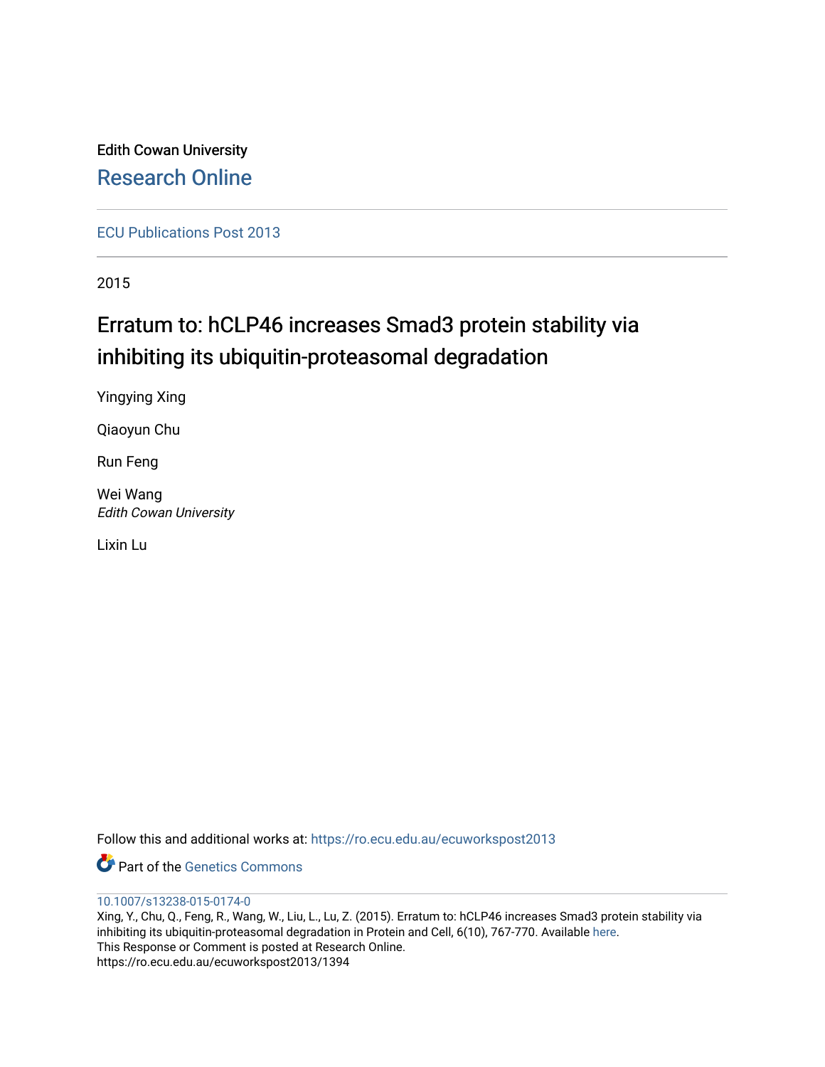Edith Cowan University

## Research Online

ECU Publications Post 2013

2015

# Erratum to: hCLP46 increases Smad3 protein stability via inhibiting its ubiquitin-proteasomal degradation

Yingying Xing

Qiaoyun Chu

Run Feng

Wei Wang
*Edith Cowan University*

Lixin Lu

Follow this and additional works at: https://ro.ecu.edu.au/ecuworkspost2013

Part of the Genetics Commons

10.1007/s13238-015-0174-0
Xing, Y., Chu, Q., Feng, R., Wang, W., Liu, L., Lu, Z. (2015). Erratum to: hCLP46 increases Smad3 protein stability via inhibiting its ubiquitin-proteasomal degradation in Protein and Cell, 6(10), 767-770. Available here.
This Response or Comment is posted at Research Online.
https://ro.ecu.edu.au/ecuworkspost2013/1394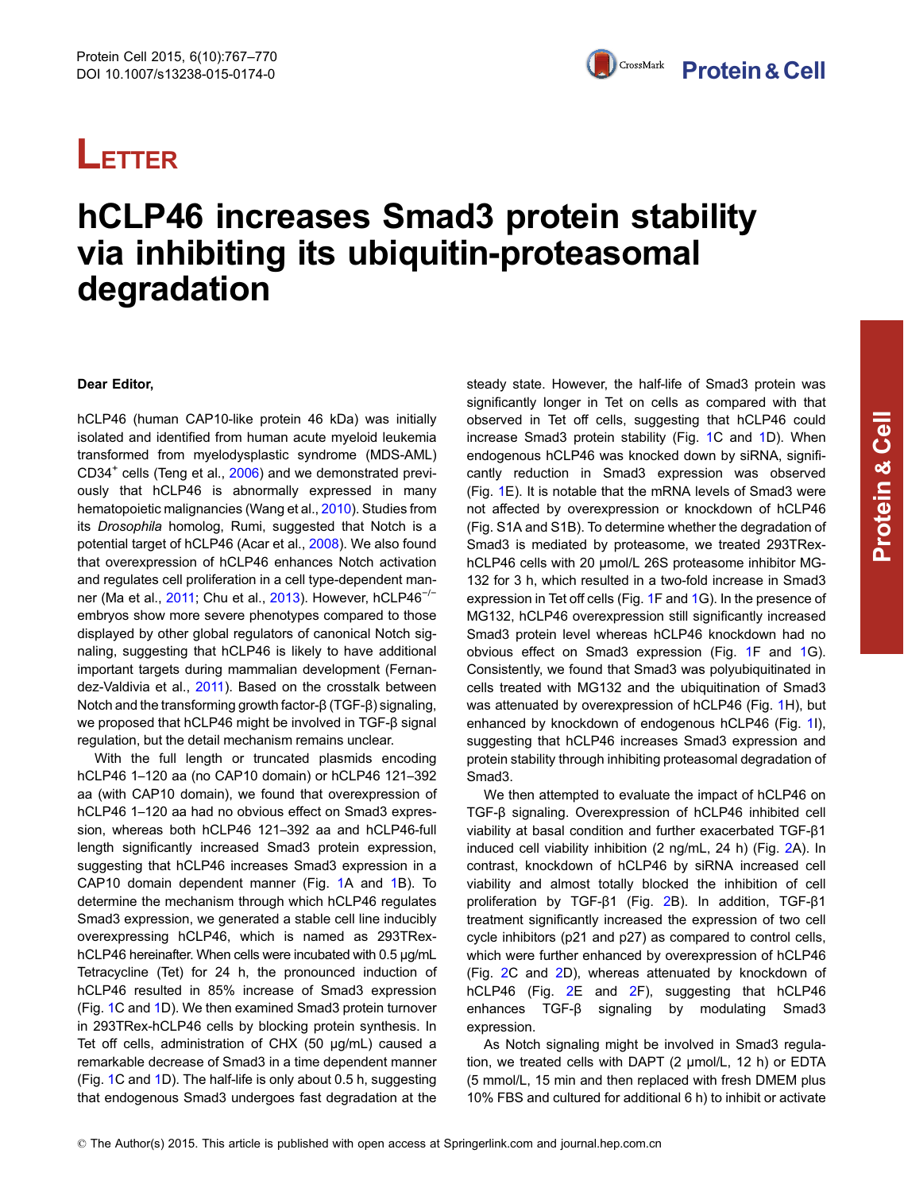# LETTER

# hCLP46 increases Smad3 protein stability via inhibiting its ubiquitin-proteasomal degradation

**Dear Editor,**

hCLP46 (human CAP10-like protein 46 kDa) was initially isolated and identified from human acute myeloid leukemia transformed from myelodysplastic syndrome (MDS-AML) $CD34^+$ cells (Teng et al., 2006) and we demonstrated previously that hCLP46 is abnormally expressed in many hematopoietic malignancies (Wang et al., 2010). Studies from its *Drosophila* homolog, Rumi, suggested that Notch is a potential target of hCLP46 (Acar et al., 2008). We also found that overexpression of hCLP46 enhances Notch activation and regulates cell proliferation in a cell type-dependent manner (Ma et al., 2011; Chu et al., 2013). However, $hCLP46^{-/-}$ embryos show more severe phenotypes compared to those displayed by other global regulators of canonical Notch signaling, suggesting that hCLP46 is likely to have additional important targets during mammalian development (Fernandez-Valdivia et al., 2011). Based on the crosstalk between Notch and the transforming growth factor-β (TGF-β) signaling, we proposed that hCLP46 might be involved in TGF-β signal regulation, but the detail mechanism remains unclear.

With the full length or truncated plasmids encoding hCLP46 1–120 aa (no CAP10 domain) or hCLP46 121–392 aa (with CAP10 domain), we found that overexpression of hCLP46 1–120 aa had no obvious effect on Smad3 expression, whereas both hCLP46 121–392 aa and hCLP46-full length significantly increased Smad3 protein expression, suggesting that hCLP46 increases Smad3 expression in a CAP10 domain dependent manner (Fig. 1A and 1B). To determine the mechanism through which hCLP46 regulates Smad3 expression, we generated a stable cell line inducibly overexpressing hCLP46, which is named as 293TRex-hCLP46 hereinafter. When cells were incubated with 0.5 μg/mL Tetracycline (Tet) for 24 h, the pronounced induction of hCLP46 resulted in 85% increase of Smad3 expression (Fig. 1C and 1D). We then examined Smad3 protein turnover in 293TRex-hCLP46 cells by blocking protein synthesis. In Tet off cells, administration of CHX (50 μg/mL) caused a remarkable decrease of Smad3 in a time dependent manner (Fig. 1C and 1D). The half-life is only about 0.5 h, suggesting that endogenous Smad3 undergoes fast degradation at the steady state. However, the half-life of Smad3 protein was significantly longer in Tet on cells as compared with that observed in Tet off cells, suggesting that hCLP46 could increase Smad3 protein stability (Fig. 1C and 1D). When endogenous hCLP46 was knocked down by siRNA, significantly reduction in Smad3 expression was observed (Fig. 1E). It is notable that the mRNA levels of Smad3 were not affected by overexpression or knockdown of hCLP46 (Fig. S1A and S1B). To determine whether the degradation of Smad3 is mediated by proteasome, we treated 293TRex-hCLP46 cells with 20 μmol/L 26S proteasome inhibitor MG-132 for 3 h, which resulted in a two-fold increase in Smad3 expression in Tet off cells (Fig. 1F and 1G). In the presence of MG132, hCLP46 overexpression still significantly increased Smad3 protein level whereas hCLP46 knockdown had no obvious effect on Smad3 expression (Fig. 1F and 1G). Consistently, we found that Smad3 was polyubiquitinated in cells treated with MG132 and the ubiquitination of Smad3 was attenuated by overexpression of hCLP46 (Fig. 1H), but enhanced by knockdown of endogenous hCLP46 (Fig. 1I), suggesting that hCLP46 increases Smad3 expression and protein stability through inhibiting proteasomal degradation of Smad3.

We then attempted to evaluate the impact of hCLP46 on TGF-β signaling. Overexpression of hCLP46 inhibited cell viability at basal condition and further exacerbated TGF-β1 induced cell viability inhibition (2 ng/mL, 24 h) (Fig. 2A). In contrast, knockdown of hCLP46 by siRNA increased cell viability and almost totally blocked the inhibition of cell proliferation by TGF-β1 (Fig. 2B). In addition, TGF-β1 treatment significantly increased the expression of two cell cycle inhibitors (p21 and p27) as compared to control cells, which were further enhanced by overexpression of hCLP46 (Fig. 2C and 2D), whereas attenuated by knockdown of hCLP46 (Fig. 2E and 2F), suggesting that hCLP46 enhances TGF-β signaling by modulating Smad3 expression.

As Notch signaling might be involved in Smad3 regulation, we treated cells with DAPT (2 μmol/L, 12 h) or EDTA (5 mmol/L, 15 min and then replaced with fresh DMEM plus 10% FBS and cultured for additional 6 h) to inhibit or activate

© The Author(s) 2015. This article is published with open access at Springerlink.com and journal.hep.com.cn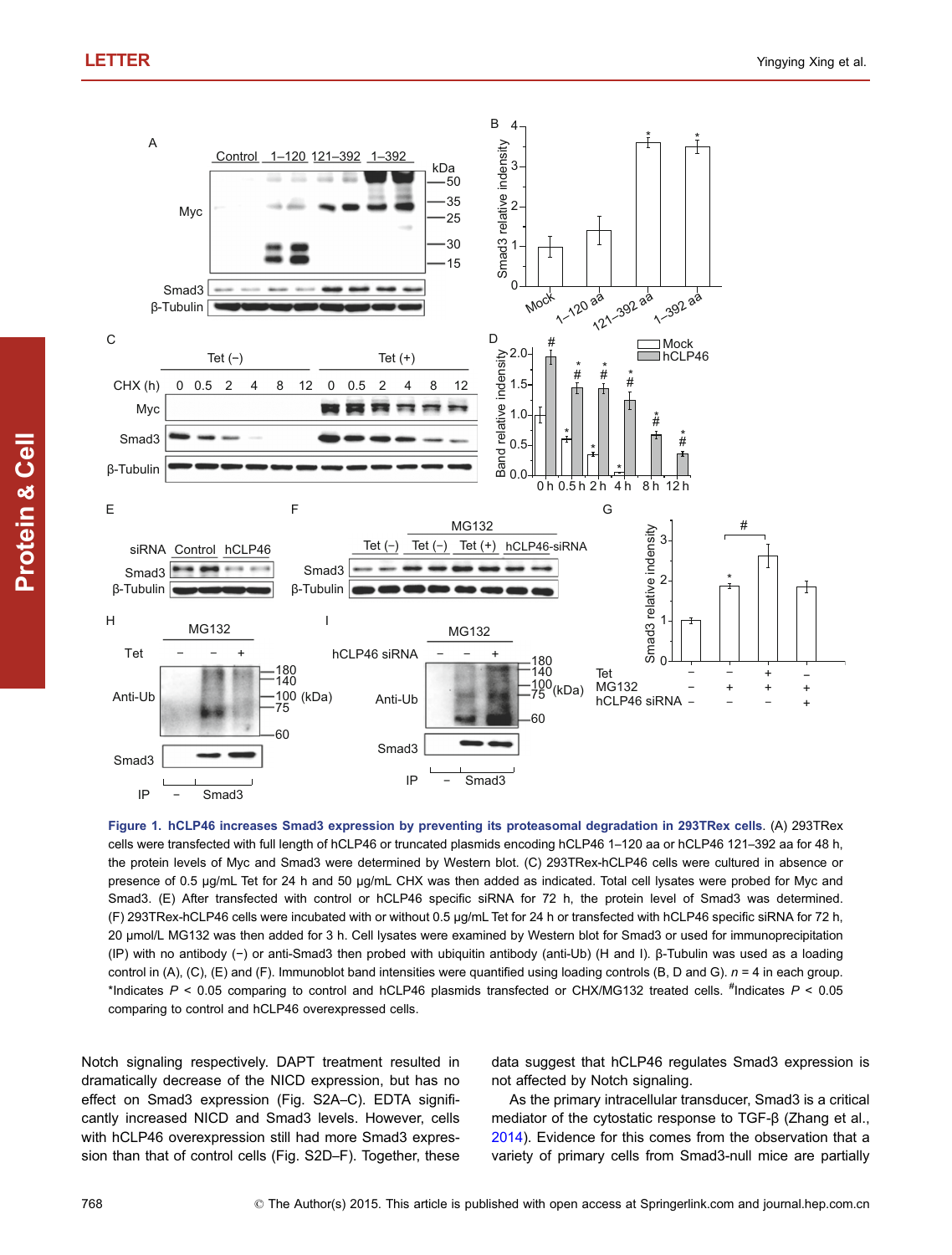**Figure 1. hCLP46 increases Smad3 expression by preventing its proteasomal degradation in 293TRex cells.** (A) 293TRex cells were transfected with full length of hCLP46 or truncated plasmids encoding hCLP46 1–120 aa or hCLP46 121–392 aa for 48 h, the protein levels of Myc and Smad3 were determined by Western blot. (C) 293TRex-hCLP46 cells were cultured in absence or presence of 0.5 μg/mL Tet for 24 h and 50 μg/mL CHX was then added as indicated. Total cell lysates were probed for Myc and Smad3. (E) After transfected with control or hCLP46 specific siRNA for 72 h, the protein level of Smad3 was determined. (F) 293TRex-hCLP46 cells were incubated with or without 0.5 μg/mL Tet for 24 h or transfected with hCLP46 specific siRNA for 72 h, 20 μmol/L MG132 was then added for 3 h. Cell lysates were examined by Western blot for Smad3 or used for immunoprecipitation (IP) with no antibody (−) or anti-Smad3 then probed with ubiquitin antibody (anti-Ub) (H and I). β-Tubulin was used as a loading control in (A), (C), (E) and (F). Immunoblot band intensities were quantified using loading controls (B, D and G). $n = 4$ in each group. *Indicates $P < 0.05$ comparing to control and hCLP46 plasmids transfected or CHX/MG132 treated cells. #Indicates $P < 0.05$ comparing to control and hCLP46 overexpressed cells.

Notch signaling respectively. DAPT treatment resulted in dramatically decrease of the NICD expression, but has no effect on Smad3 expression (Fig. S2A–C). EDTA significantly increased NICD and Smad3 levels. However, cells with hCLP46 overexpression still had more Smad3 expression than that of control cells (Fig. S2D–F). Together, these data suggest that hCLP46 regulates Smad3 expression is not affected by Notch signaling.

As the primary intracellular transducer, Smad3 is a critical mediator of the cytostatic response to TGF-β (Zhang et al., 2014). Evidence for this comes from the observation that a variety of primary cells from Smad3-null mice are partially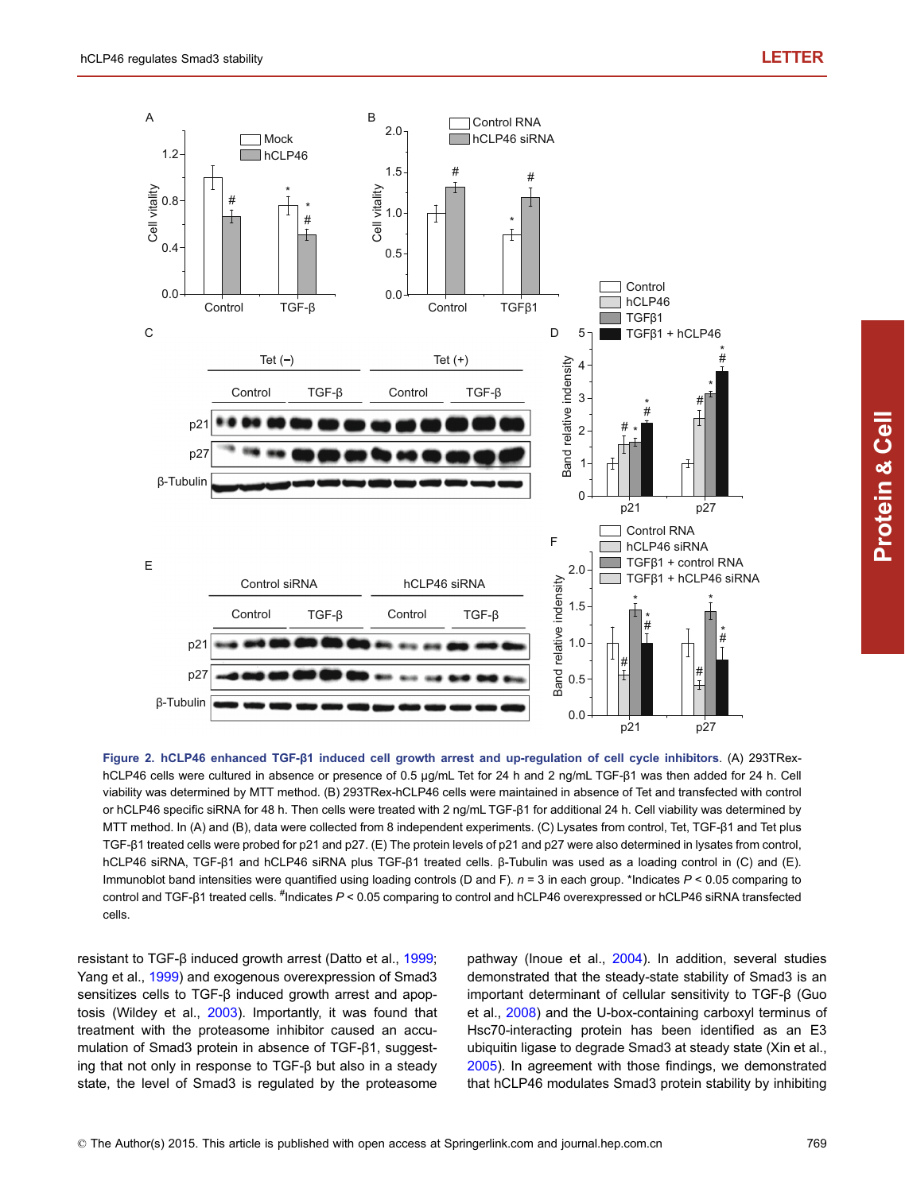**Figure 2. hCLP46 enhanced TGF-β1 induced cell growth arrest and up-regulation of cell cycle inhibitors**. (A) 293TRex-hCLP46 cells were cultured in absence or presence of 0.5 μg/mL Tet for 24 h and 2 ng/mL TGF-β1 was then added for 24 h. Cell viability was determined by MTT method. (B) 293TRex-hCLP46 cells were maintained in absence of Tet and transfected with control or hCLP46 specific siRNA for 48 h. Then cells were treated with 2 ng/mL TGF-β1 for additional 24 h. Cell viability was determined by MTT method. In (A) and (B), data were collected from 8 independent experiments. (C) Lysates from control, Tet, TGF-β1 and Tet plus TGF-β1 treated cells were probed for p21 and p27. (E) The protein levels of p21 and p27 were also determined in lysates from control, hCLP46 siRNA, TGF-β1 and hCLP46 siRNA plus TGF-β1 treated cells. β-Tubulin was used as a loading control in (C) and (E). Immunoblot band intensities were quantified using loading controls (D and F). $n = 3$ in each group. *Indicates $P < 0.05$ comparing to control and TGF-β1 treated cells. #Indicates $P < 0.05$ comparing to control and hCLP46 overexpressed or hCLP46 siRNA transfected cells.

resistant to TGF-β induced growth arrest (Datto et al., 1999; Yang et al., 1999) and exogenous overexpression of Smad3 sensitizes cells to TGF-β induced growth arrest and apoptosis (Wildey et al., 2003). Importantly, it was found that treatment with the proteasome inhibitor caused an accumulation of Smad3 protein in absence of TGF-β1, suggesting that not only in response to TGF-β but also in a steady state, the level of Smad3 is regulated by the proteasome pathway (Inoue et al., 2004). In addition, several studies demonstrated that the steady-state stability of Smad3 is an important determinant of cellular sensitivity to TGF-β (Guo et al., 2008) and the U-box-containing carboxyl terminus of Hsc70-interacting protein has been identified as an E3 ubiquitin ligase to degrade Smad3 at steady state (Xin et al., 2005). In agreement with those findings, we demonstrated that hCLP46 modulates Smad3 protein stability by inhibiting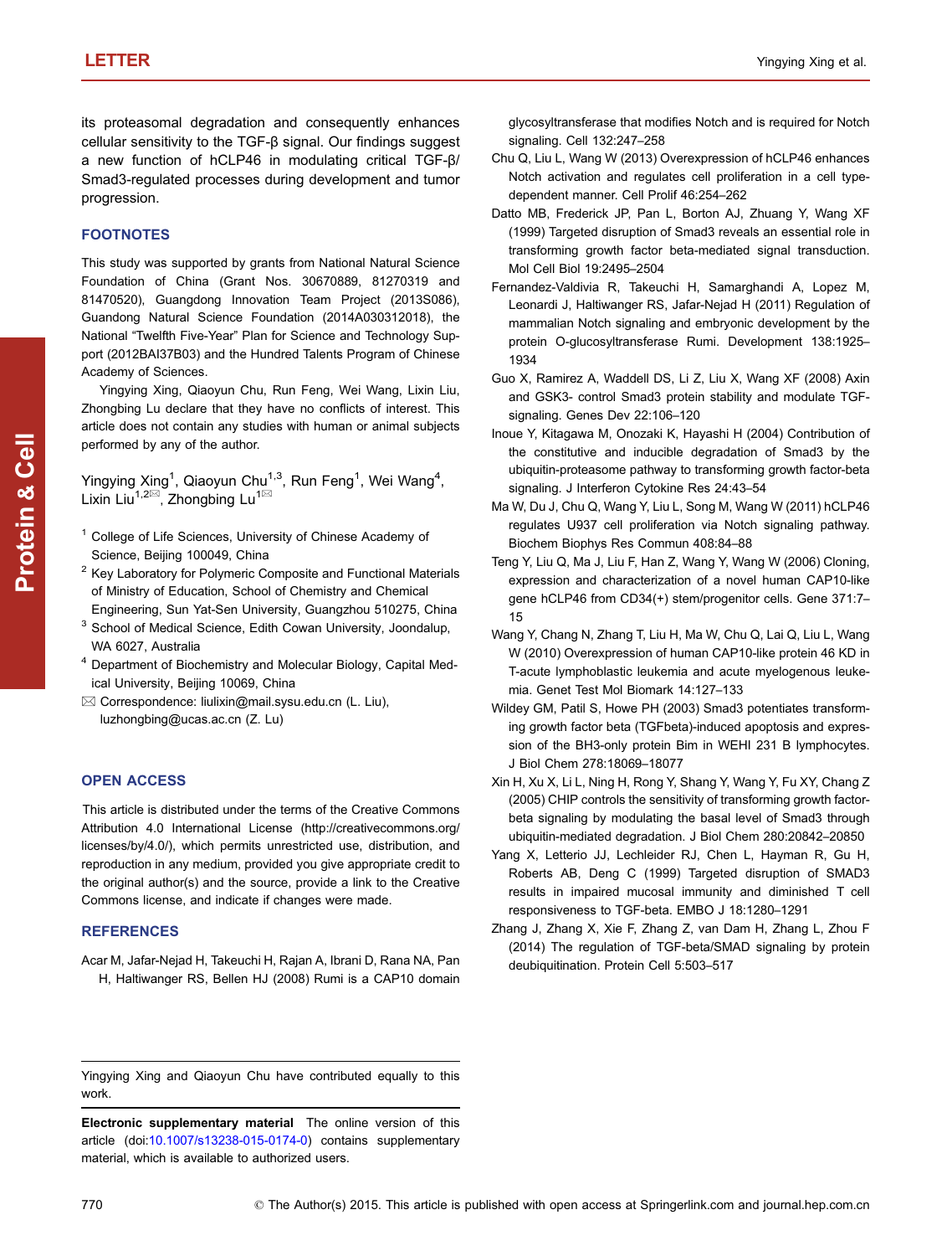its proteasomal degradation and consequently enhances cellular sensitivity to the TGF-β signal. Our findings suggest a new function of hCLP46 in modulating critical TGF-β/Smad3-regulated processes during development and tumor progression.

## FOOTNOTES

This study was supported by grants from National Natural Science Foundation of China (Grant Nos. 30670889, 81270319 and 81470520), Guangdong Innovation Team Project (2013S086), Guandong Natural Science Foundation (2014A030312018), the National "Twelfth Five-Year" Plan for Science and Technology Support (2012BAI37B03) and the Hundred Talents Program of Chinese Academy of Sciences.

Yingying Xing, Qiaoyun Chu, Run Feng, Wei Wang, Lixin Liu, Zhongbing Lu declare that they have no conflicts of interest. This article does not contain any studies with human or animal subjects performed by any of the author.

Yingying Xing[1], Qiaoyun Chu[1,3], Run Feng[1], Wei Wang[4], Lixin Liu[1,2✉], Zhongbing Lu[1✉]

[1] College of Life Sciences, University of Chinese Academy of Science, Beijing 100049, China

[2] Key Laboratory for Polymeric Composite and Functional Materials of Ministry of Education, School of Chemistry and Chemical Engineering, Sun Yat-Sen University, Guangzhou 510275, China

[3] School of Medical Science, Edith Cowan University, Joondalup, WA 6027, Australia

[4] Department of Biochemistry and Molecular Biology, Capital Medical University, Beijing 10069, China

✉ Correspondence: liulixin@mail.sysu.edu.cn (L. Liu), luzhongbing@ucas.ac.cn (Z. Lu)

## OPEN ACCESS

This article is distributed under the terms of the Creative Commons Attribution 4.0 International License (http://creativecommons.org/licenses/by/4.0/), which permits unrestricted use, distribution, and reproduction in any medium, provided you give appropriate credit to the original author(s) and the source, provide a link to the Creative Commons license, and indicate if changes were made.

## REFERENCES

Acar M, Jafar-Nejad H, Takeuchi H, Rajan A, Ibrani D, Rana NA, Pan H, Haltiwanger RS, Bellen HJ (2008) Rumi is a CAP10 domain glycosyltransferase that modifies Notch and is required for Notch signaling. Cell 132:247–258

Chu Q, Liu L, Wang W (2013) Overexpression of hCLP46 enhances Notch activation and regulates cell proliferation in a cell type-dependent manner. Cell Prolif 46:254–262

Datto MB, Frederick JP, Pan L, Borton AJ, Zhuang Y, Wang XF (1999) Targeted disruption of Smad3 reveals an essential role in transforming growth factor beta-mediated signal transduction. Mol Cell Biol 19:2495–2504

Fernandez-Valdivia R, Takeuchi H, Samarghandi A, Lopez M, Leonardi J, Haltiwanger RS, Jafar-Nejad H (2011) Regulation of mammalian Notch signaling and embryonic development by the protein O-glucosyltransferase Rumi. Development 138:1925–1934

Guo X, Ramirez A, Waddell DS, Li Z, Liu X, Wang XF (2008) Axin and GSK3- control Smad3 protein stability and modulate TGF-signaling. Genes Dev 22:106–120

Inoue Y, Kitagawa M, Onozaki K, Hayashi H (2004) Contribution of the constitutive and inducible degradation of Smad3 by the ubiquitin-proteasome pathway to transforming growth factor-beta signaling. J Interferon Cytokine Res 24:43–54

Ma W, Du J, Chu Q, Wang Y, Liu L, Song M, Wang W (2011) hCLP46 regulates U937 cell proliferation via Notch signaling pathway. Biochem Biophys Res Commun 408:84–88

Teng Y, Liu Q, Ma J, Liu F, Han Z, Wang Y, Wang W (2006) Cloning, expression and characterization of a novel human CAP10-like gene hCLP46 from CD34(+) stem/progenitor cells. Gene 371:7–15

Wang Y, Chang N, Zhang T, Liu H, Ma W, Chu Q, Lai Q, Liu L, Wang W (2010) Overexpression of human CAP10-like protein 46 KD in T-acute lymphoblastic leukemia and acute myelogenous leukemia. Genet Test Mol Biomark 14:127–133

Wildey GM, Patil S, Howe PH (2003) Smad3 potentiates transforming growth factor beta (TGFbeta)-induced apoptosis and expression of the BH3-only protein Bim in WEHI 231 B lymphocytes. J Biol Chem 278:18069–18077

Xin H, Xu X, Li L, Ning H, Rong Y, Shang Y, Wang Y, Fu XY, Chang Z (2005) CHIP controls the sensitivity of transforming growth factor-beta signaling by modulating the basal level of Smad3 through ubiquitin-mediated degradation. J Biol Chem 280:20842–20850

Yang X, Letterio JJ, Lechleider RJ, Chen L, Hayman R, Gu H, Roberts AB, Deng C (1999) Targeted disruption of SMAD3 results in impaired mucosal immunity and diminished T cell responsiveness to TGF-beta. EMBO J 18:1280–1291

Zhang J, Zhang X, Xie F, Zhang Z, van Dam H, Zhang L, Zhou F (2014) The regulation of TGF-beta/SMAD signaling by protein deubiquitination. Protein Cell 5:503–517

Yingying Xing and Qiaoyun Chu have contributed equally to this work.

**Electronic supplementary material** The online version of this article (doi:10.1007/s13238-015-0174-0) contains supplementary material, which is available to authorized users.